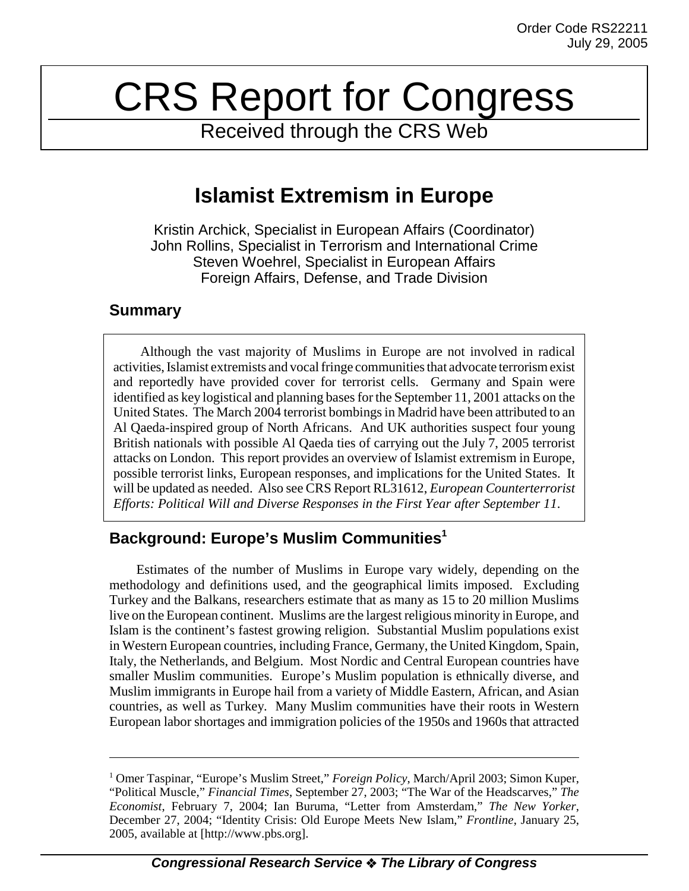Order Code RS22211
July 29, 2005

# CRS Report for Congress

Received through the CRS Web

## Islamist Extremism in Europe

Kristin Archick, Specialist in European Affairs (Coordinator)
John Rollins, Specialist in Terrorism and International Crime
Steven Woehrel, Specialist in European Affairs
Foreign Affairs, Defense, and Trade Division

### Summary

Although the vast majority of Muslims in Europe are not involved in radical activities, Islamist extremists and vocal fringe communities that advocate terrorism exist and reportedly have provided cover for terrorist cells. Germany and Spain were identified as key logistical and planning bases for the September 11, 2001 attacks on the United States. The March 2004 terrorist bombings in Madrid have been attributed to an Al Qaeda-inspired group of North Africans. And UK authorities suspect four young British nationals with possible Al Qaeda ties of carrying out the July 7, 2005 terrorist attacks on London. This report provides an overview of Islamist extremism in Europe, possible terrorist links, European responses, and implications for the United States. It will be updated as needed. Also see CRS Report RL31612, *European Counterterrorist Efforts: Political Will and Diverse Responses in the First Year after September 11*.

### Background: Europe's Muslim Communities[1]

Estimates of the number of Muslims in Europe vary widely, depending on the methodology and definitions used, and the geographical limits imposed. Excluding Turkey and the Balkans, researchers estimate that as many as 15 to 20 million Muslims live on the European continent. Muslims are the largest religious minority in Europe, and Islam is the continent's fastest growing religion. Substantial Muslim populations exist in Western European countries, including France, Germany, the United Kingdom, Spain, Italy, the Netherlands, and Belgium. Most Nordic and Central European countries have smaller Muslim communities. Europe's Muslim population is ethnically diverse, and Muslim immigrants in Europe hail from a variety of Middle Eastern, African, and Asian countries, as well as Turkey. Many Muslim communities have their roots in Western European labor shortages and immigration policies of the 1950s and 1960s that attracted

---

[1] Omer Taspinar, "Europe's Muslim Street," *Foreign Policy*, March/April 2003; Simon Kuper, "Political Muscle," *Financial Times*, September 27, 2003; "The War of the Headscarves," *The Economist*, February 7, 2004; Ian Buruma, "Letter from Amsterdam," *The New Yorker*, December 27, 2004; "Identity Crisis: Old Europe Meets New Islam," *Frontline*, January 25, 2005, available at [http://www.pbs.org].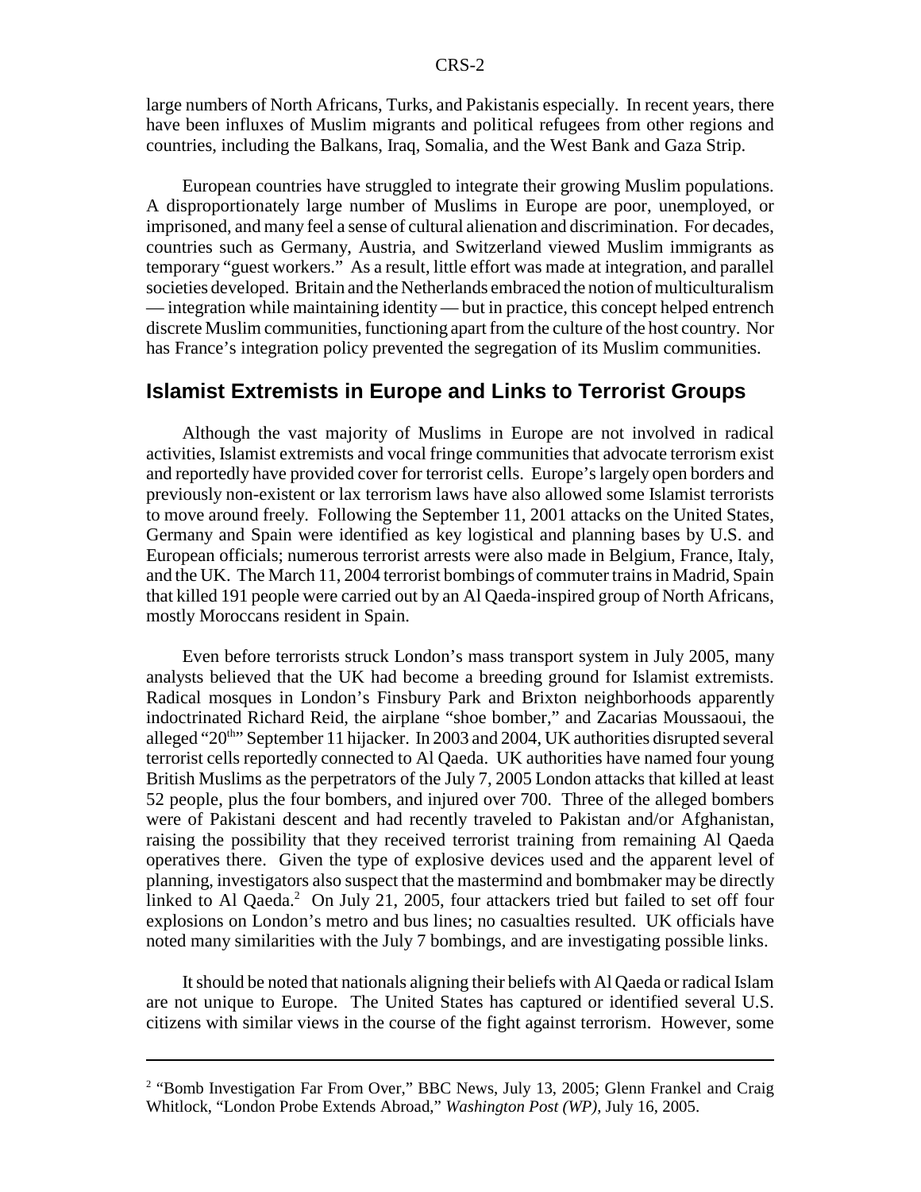large numbers of North Africans, Turks, and Pakistanis especially. In recent years, there have been influxes of Muslim migrants and political refugees from other regions and countries, including the Balkans, Iraq, Somalia, and the West Bank and Gaza Strip.

European countries have struggled to integrate their growing Muslim populations. A disproportionately large number of Muslims in Europe are poor, unemployed, or imprisoned, and many feel a sense of cultural alienation and discrimination. For decades, countries such as Germany, Austria, and Switzerland viewed Muslim immigrants as temporary "guest workers." As a result, little effort was made at integration, and parallel societies developed. Britain and the Netherlands embraced the notion of multiculturalism — integration while maintaining identity — but in practice, this concept helped entrench discrete Muslim communities, functioning apart from the culture of the host country. Nor has France's integration policy prevented the segregation of its Muslim communities.

## Islamist Extremists in Europe and Links to Terrorist Groups

Although the vast majority of Muslims in Europe are not involved in radical activities, Islamist extremists and vocal fringe communities that advocate terrorism exist and reportedly have provided cover for terrorist cells. Europe's largely open borders and previously non-existent or lax terrorism laws have also allowed some Islamist terrorists to move around freely. Following the September 11, 2001 attacks on the United States, Germany and Spain were identified as key logistical and planning bases by U.S. and European officials; numerous terrorist arrests were also made in Belgium, France, Italy, and the UK. The March 11, 2004 terrorist bombings of commuter trains in Madrid, Spain that killed 191 people were carried out by an Al Qaeda-inspired group of North Africans, mostly Moroccans resident in Spain.

Even before terrorists struck London's mass transport system in July 2005, many analysts believed that the UK had become a breeding ground for Islamist extremists. Radical mosques in London's Finsbury Park and Brixton neighborhoods apparently indoctrinated Richard Reid, the airplane "shoe bomber," and Zacarias Moussaoui, the alleged "20th" September 11 hijacker. In 2003 and 2004, UK authorities disrupted several terrorist cells reportedly connected to Al Qaeda. UK authorities have named four young British Muslims as the perpetrators of the July 7, 2005 London attacks that killed at least 52 people, plus the four bombers, and injured over 700. Three of the alleged bombers were of Pakistani descent and had recently traveled to Pakistan and/or Afghanistan, raising the possibility that they received terrorist training from remaining Al Qaeda operatives there. Given the type of explosive devices used and the apparent level of planning, investigators also suspect that the mastermind and bombmaker may be directly linked to Al Qaeda.[2] On July 21, 2005, four attackers tried but failed to set off four explosions on London's metro and bus lines; no casualties resulted. UK officials have noted many similarities with the July 7 bombings, and are investigating possible links.

It should be noted that nationals aligning their beliefs with Al Qaeda or radical Islam are not unique to Europe. The United States has captured or identified several U.S. citizens with similar views in the course of the fight against terrorism. However, some

---

[2] "Bomb Investigation Far From Over," BBC News, July 13, 2005; Glenn Frankel and Craig Whitlock, "London Probe Extends Abroad," *Washington Post (WP)*, July 16, 2005.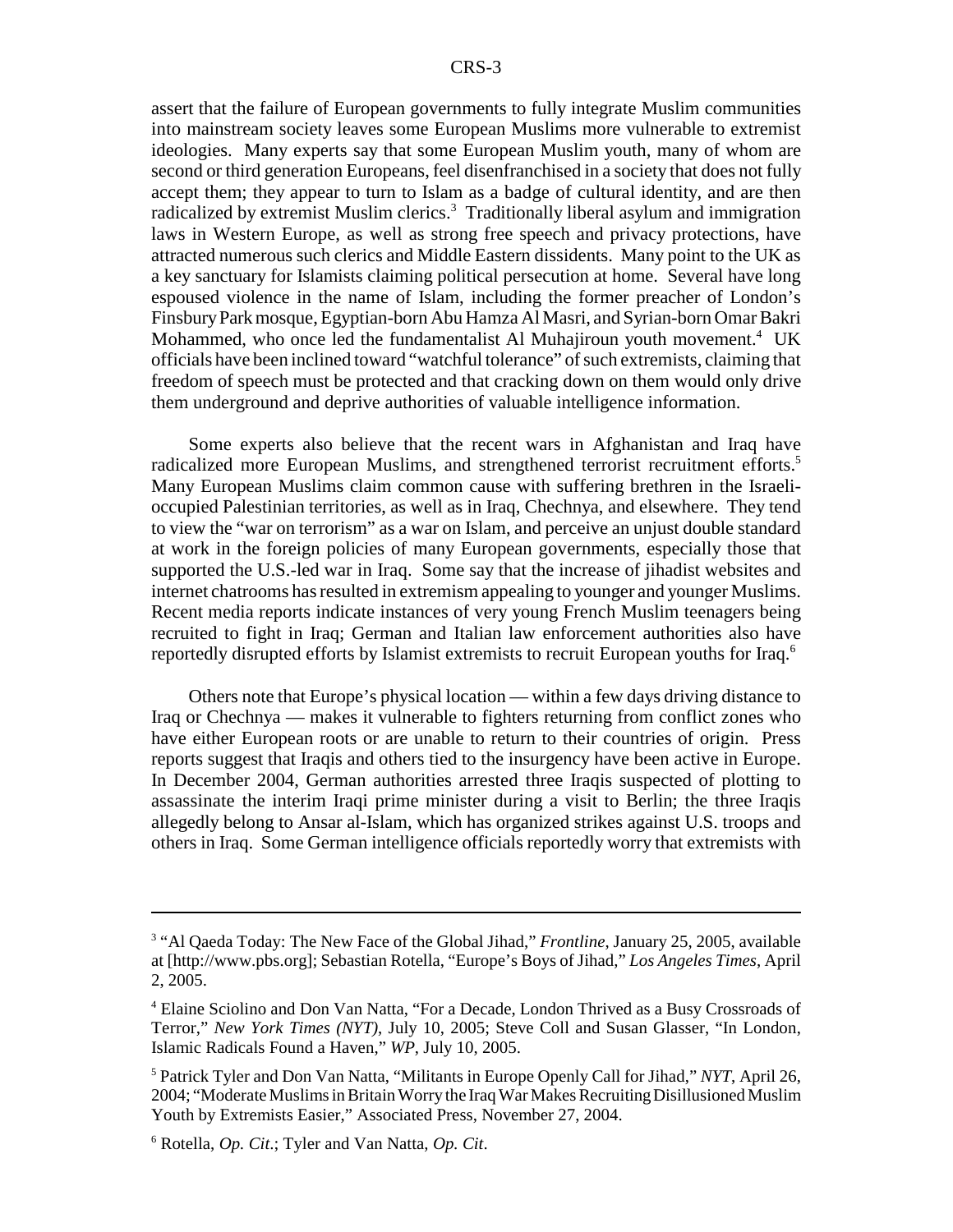assert that the failure of European governments to fully integrate Muslim communities into mainstream society leaves some European Muslims more vulnerable to extremist ideologies. Many experts say that some European Muslim youth, many of whom are second or third generation Europeans, feel disenfranchised in a society that does not fully accept them; they appear to turn to Islam as a badge of cultural identity, and are then radicalized by extremist Muslim clerics.[3] Traditionally liberal asylum and immigration laws in Western Europe, as well as strong free speech and privacy protections, have attracted numerous such clerics and Middle Eastern dissidents. Many point to the UK as a key sanctuary for Islamists claiming political persecution at home. Several have long espoused violence in the name of Islam, including the former preacher of London's Finsbury Park mosque, Egyptian-born Abu Hamza Al Masri, and Syrian-born Omar Bakri Mohammed, who once led the fundamentalist Al Muhajiroun youth movement.[4] UK officials have been inclined toward "watchful tolerance" of such extremists, claiming that freedom of speech must be protected and that cracking down on them would only drive them underground and deprive authorities of valuable intelligence information.

Some experts also believe that the recent wars in Afghanistan and Iraq have radicalized more European Muslims, and strengthened terrorist recruitment efforts.[5] Many European Muslims claim common cause with suffering brethren in the Israeli-occupied Palestinian territories, as well as in Iraq, Chechnya, and elsewhere. They tend to view the "war on terrorism" as a war on Islam, and perceive an unjust double standard at work in the foreign policies of many European governments, especially those that supported the U.S.-led war in Iraq. Some say that the increase of jihadist websites and internet chatrooms has resulted in extremism appealing to younger and younger Muslims. Recent media reports indicate instances of very young French Muslim teenagers being recruited to fight in Iraq; German and Italian law enforcement authorities also have reportedly disrupted efforts by Islamist extremists to recruit European youths for Iraq.[6]

Others note that Europe's physical location — within a few days driving distance to Iraq or Chechnya — makes it vulnerable to fighters returning from conflict zones who have either European roots or are unable to return to their countries of origin. Press reports suggest that Iraqis and others tied to the insurgency have been active in Europe. In December 2004, German authorities arrested three Iraqis suspected of plotting to assassinate the interim Iraqi prime minister during a visit to Berlin; the three Iraqis allegedly belong to Ansar al-Islam, which has organized strikes against U.S. troops and others in Iraq. Some German intelligence officials reportedly worry that extremists with

---

[3] "Al Qaeda Today: The New Face of the Global Jihad," *Frontline*, January 25, 2005, available at [http://www.pbs.org]; Sebastian Rotella, "Europe's Boys of Jihad," *Los Angeles Times*, April 2, 2005.

[4] Elaine Sciolino and Don Van Natta, "For a Decade, London Thrived as a Busy Crossroads of Terror," *New York Times (NYT)*, July 10, 2005; Steve Coll and Susan Glasser, "In London, Islamic Radicals Found a Haven," *WP*, July 10, 2005.

[5] Patrick Tyler and Don Van Natta, "Militants in Europe Openly Call for Jihad," *NYT*, April 26, 2004; "Moderate Muslims in Britain Worry the Iraq War Makes Recruiting Disillusioned Muslim Youth by Extremists Easier," Associated Press, November 27, 2004.

[6] Rotella, *Op. Cit*.; Tyler and Van Natta, *Op. Cit*.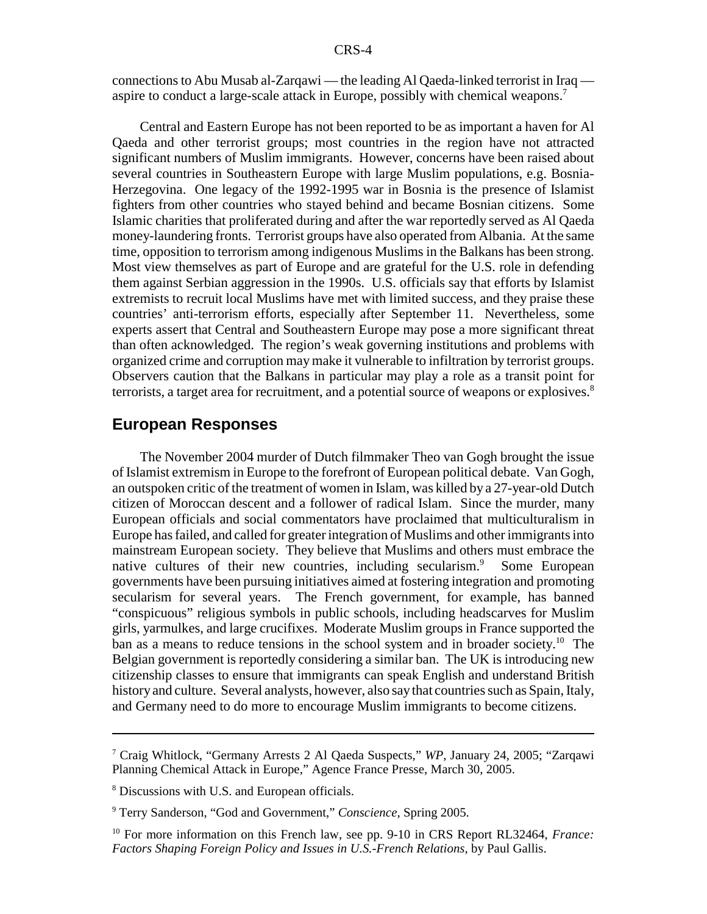connections to Abu Musab al-Zarqawi — the leading Al Qaeda-linked terrorist in Iraq — aspire to conduct a large-scale attack in Europe, possibly with chemical weapons.[7]

Central and Eastern Europe has not been reported to be as important a haven for Al Qaeda and other terrorist groups; most countries in the region have not attracted significant numbers of Muslim immigrants. However, concerns have been raised about several countries in Southeastern Europe with large Muslim populations, e.g. Bosnia-Herzegovina. One legacy of the 1992-1995 war in Bosnia is the presence of Islamist fighters from other countries who stayed behind and became Bosnian citizens. Some Islamic charities that proliferated during and after the war reportedly served as Al Qaeda money-laundering fronts. Terrorist groups have also operated from Albania. At the same time, opposition to terrorism among indigenous Muslims in the Balkans has been strong. Most view themselves as part of Europe and are grateful for the U.S. role in defending them against Serbian aggression in the 1990s. U.S. officials say that efforts by Islamist extremists to recruit local Muslims have met with limited success, and they praise these countries' anti-terrorism efforts, especially after September 11. Nevertheless, some experts assert that Central and Southeastern Europe may pose a more significant threat than often acknowledged. The region's weak governing institutions and problems with organized crime and corruption may make it vulnerable to infiltration by terrorist groups. Observers caution that the Balkans in particular may play a role as a transit point for terrorists, a target area for recruitment, and a potential source of weapons or explosives.[8]

## European Responses

The November 2004 murder of Dutch filmmaker Theo van Gogh brought the issue of Islamist extremism in Europe to the forefront of European political debate. Van Gogh, an outspoken critic of the treatment of women in Islam, was killed by a 27-year-old Dutch citizen of Moroccan descent and a follower of radical Islam. Since the murder, many European officials and social commentators have proclaimed that multiculturalism in Europe has failed, and called for greater integration of Muslims and other immigrants into mainstream European society. They believe that Muslims and others must embrace the native cultures of their new countries, including secularism.[9] Some European governments have been pursuing initiatives aimed at fostering integration and promoting secularism for several years. The French government, for example, has banned "conspicuous" religious symbols in public schools, including headscarves for Muslim girls, yarmulkes, and large crucifixes. Moderate Muslim groups in France supported the ban as a means to reduce tensions in the school system and in broader society.[10] The Belgian government is reportedly considering a similar ban. The UK is introducing new citizenship classes to ensure that immigrants can speak English and understand British history and culture. Several analysts, however, also say that countries such as Spain, Italy, and Germany need to do more to encourage Muslim immigrants to become citizens.

---

[7] Craig Whitlock, "Germany Arrests 2 Al Qaeda Suspects," *WP*, January 24, 2005; "Zarqawi Planning Chemical Attack in Europe," Agence France Presse, March 30, 2005.

[8] Discussions with U.S. and European officials.

[9] Terry Sanderson, "God and Government," *Conscience*, Spring 2005.

[10] For more information on this French law, see pp. 9-10 in CRS Report RL32464, *France: Factors Shaping Foreign Policy and Issues in U.S.-French Relations*, by Paul Gallis.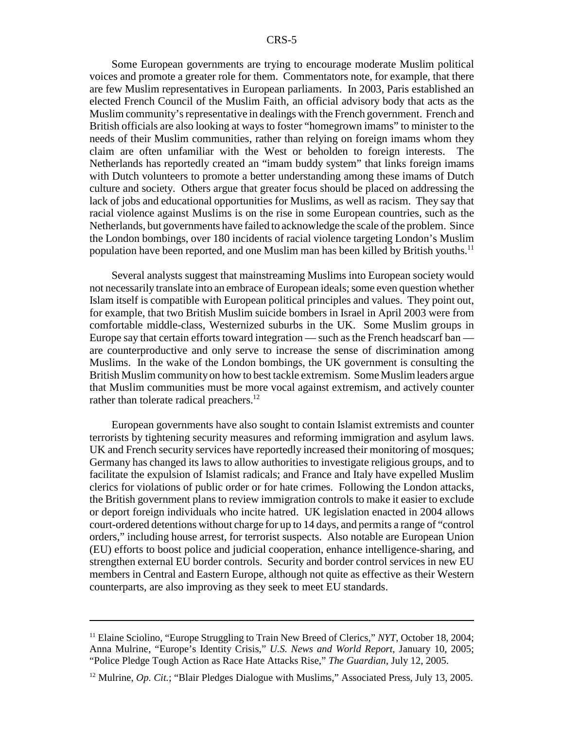Some European governments are trying to encourage moderate Muslim political voices and promote a greater role for them. Commentators note, for example, that there are few Muslim representatives in European parliaments. In 2003, Paris established an elected French Council of the Muslim Faith, an official advisory body that acts as the Muslim community's representative in dealings with the French government. French and British officials are also looking at ways to foster "homegrown imams" to minister to the needs of their Muslim communities, rather than relying on foreign imams whom they claim are often unfamiliar with the West or beholden to foreign interests. The Netherlands has reportedly created an "imam buddy system" that links foreign imams with Dutch volunteers to promote a better understanding among these imams of Dutch culture and society. Others argue that greater focus should be placed on addressing the lack of jobs and educational opportunities for Muslims, as well as racism. They say that racial violence against Muslims is on the rise in some European countries, such as the Netherlands, but governments have failed to acknowledge the scale of the problem. Since the London bombings, over 180 incidents of racial violence targeting London's Muslim population have been reported, and one Muslim man has been killed by British youths.[11]

Several analysts suggest that mainstreaming Muslims into European society would not necessarily translate into an embrace of European ideals; some even question whether Islam itself is compatible with European political principles and values. They point out, for example, that two British Muslim suicide bombers in Israel in April 2003 were from comfortable middle-class, Westernized suburbs in the UK. Some Muslim groups in Europe say that certain efforts toward integration — such as the French headscarf ban — are counterproductive and only serve to increase the sense of discrimination among Muslims. In the wake of the London bombings, the UK government is consulting the British Muslim community on how to best tackle extremism. Some Muslim leaders argue that Muslim communities must be more vocal against extremism, and actively counter rather than tolerate radical preachers.[12]

European governments have also sought to contain Islamist extremists and counter terrorists by tightening security measures and reforming immigration and asylum laws. UK and French security services have reportedly increased their monitoring of mosques; Germany has changed its laws to allow authorities to investigate religious groups, and to facilitate the expulsion of Islamist radicals; and France and Italy have expelled Muslim clerics for violations of public order or for hate crimes. Following the London attacks, the British government plans to review immigration controls to make it easier to exclude or deport foreign individuals who incite hatred. UK legislation enacted in 2004 allows court-ordered detentions without charge for up to 14 days, and permits a range of "control orders," including house arrest, for terrorist suspects. Also notable are European Union (EU) efforts to boost police and judicial cooperation, enhance intelligence-sharing, and strengthen external EU border controls. Security and border control services in new EU members in Central and Eastern Europe, although not quite as effective as their Western counterparts, are also improving as they seek to meet EU standards.

---

[11] Elaine Sciolino, "Europe Struggling to Train New Breed of Clerics," *NYT*, October 18, 2004; Anna Mulrine, "Europe's Identity Crisis," *U.S. News and World Report*, January 10, 2005; "Police Pledge Tough Action as Race Hate Attacks Rise," *The Guardian*, July 12, 2005.

[12] Mulrine, *Op. Cit.*; "Blair Pledges Dialogue with Muslims," Associated Press, July 13, 2005.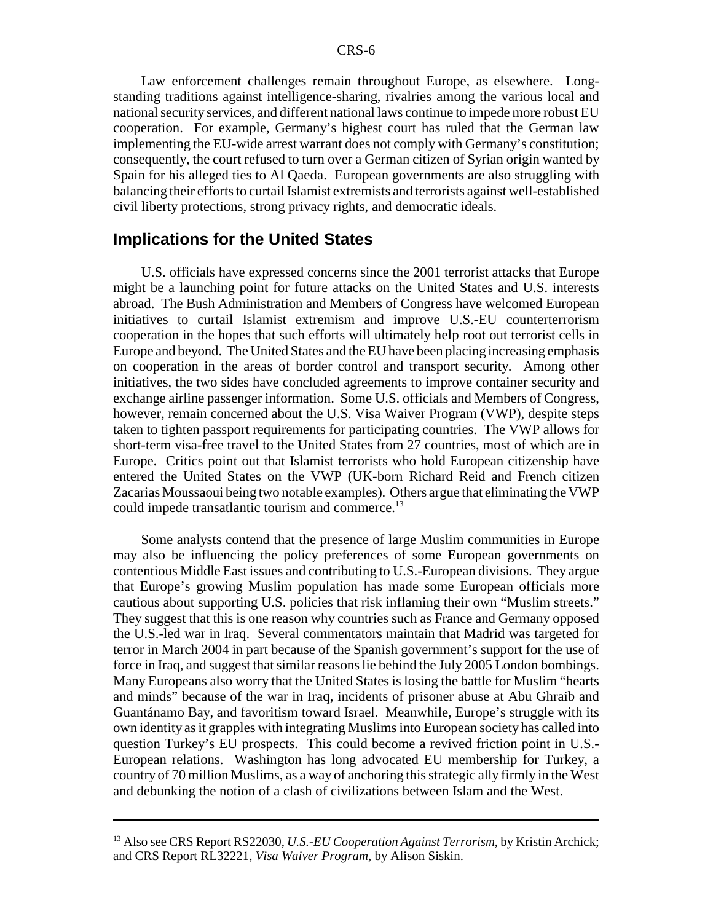Law enforcement challenges remain throughout Europe, as elsewhere. Long-standing traditions against intelligence-sharing, rivalries among the various local and national security services, and different national laws continue to impede more robust EU cooperation. For example, Germany's highest court has ruled that the German law implementing the EU-wide arrest warrant does not comply with Germany's constitution; consequently, the court refused to turn over a German citizen of Syrian origin wanted by Spain for his alleged ties to Al Qaeda. European governments are also struggling with balancing their efforts to curtail Islamist extremists and terrorists against well-established civil liberty protections, strong privacy rights, and democratic ideals.

## Implications for the United States

U.S. officials have expressed concerns since the 2001 terrorist attacks that Europe might be a launching point for future attacks on the United States and U.S. interests abroad. The Bush Administration and Members of Congress have welcomed European initiatives to curtail Islamist extremism and improve U.S.-EU counterterrorism cooperation in the hopes that such efforts will ultimately help root out terrorist cells in Europe and beyond. The United States and the EU have been placing increasing emphasis on cooperation in the areas of border control and transport security. Among other initiatives, the two sides have concluded agreements to improve container security and exchange airline passenger information. Some U.S. officials and Members of Congress, however, remain concerned about the U.S. Visa Waiver Program (VWP), despite steps taken to tighten passport requirements for participating countries. The VWP allows for short-term visa-free travel to the United States from 27 countries, most of which are in Europe. Critics point out that Islamist terrorists who hold European citizenship have entered the United States on the VWP (UK-born Richard Reid and French citizen Zacarias Moussaoui being two notable examples). Others argue that eliminating the VWP could impede transatlantic tourism and commerce.[13]

Some analysts contend that the presence of large Muslim communities in Europe may also be influencing the policy preferences of some European governments on contentious Middle East issues and contributing to U.S.-European divisions. They argue that Europe's growing Muslim population has made some European officials more cautious about supporting U.S. policies that risk inflaming their own "Muslim streets." They suggest that this is one reason why countries such as France and Germany opposed the U.S.-led war in Iraq. Several commentators maintain that Madrid was targeted for terror in March 2004 in part because of the Spanish government's support for the use of force in Iraq, and suggest that similar reasons lie behind the July 2005 London bombings. Many Europeans also worry that the United States is losing the battle for Muslim "hearts and minds" because of the war in Iraq, incidents of prisoner abuse at Abu Ghraib and Guantánamo Bay, and favoritism toward Israel. Meanwhile, Europe's struggle with its own identity as it grapples with integrating Muslims into European society has called into question Turkey's EU prospects. This could become a revived friction point in U.S.-European relations. Washington has long advocated EU membership for Turkey, a country of 70 million Muslims, as a way of anchoring this strategic ally firmly in the West and debunking the notion of a clash of civilizations between Islam and the West.

---

[13] Also see CRS Report RS22030, *U.S.-EU Cooperation Against Terrorism*, by Kristin Archick; and CRS Report RL32221, *Visa Waiver Program*, by Alison Siskin.